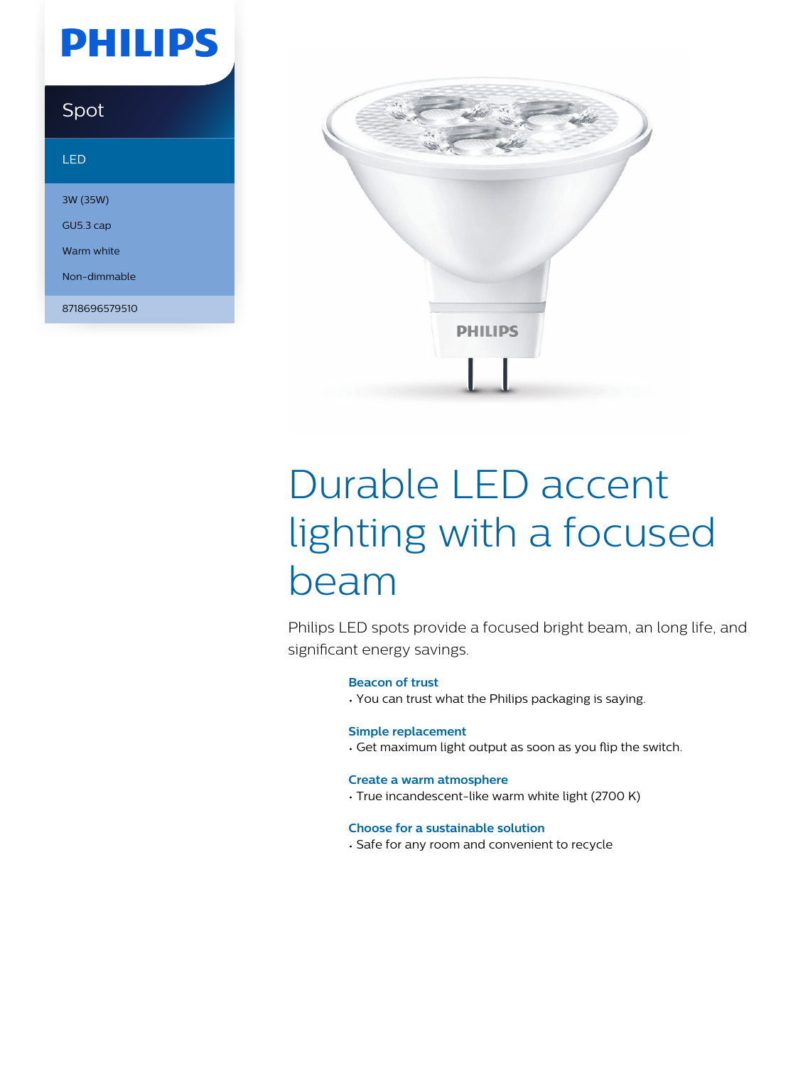# PHILIPS

## Spot

LED

3W (35W)

GU5.3 cap

Warm white

Non-dimmable

8718696579510

# Durable LED accent lighting with a focused beam

Philips LED spots provide a focused bright beam, an long life, and significant energy savings.

**Beacon of trust**

- You can trust what the Philips packaging is saying.

**Simple replacement**

- Get maximum light output as soon as you flip the switch.

**Create a warm atmosphere**

- True incandescent-like warm white light (2700 K)

**Choose for a sustainable solution**

- Safe for any room and convenient to recycle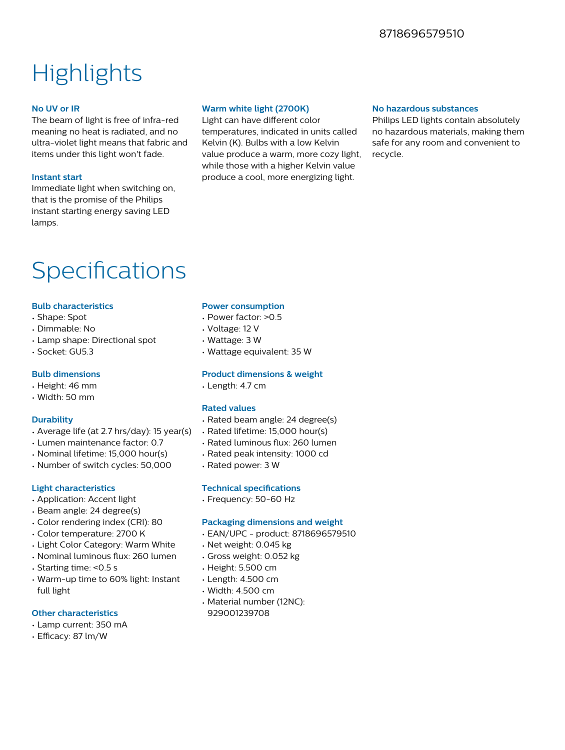8718696579510

# Highlights

### No UV or IR

The beam of light is free of infra-red meaning no heat is radiated, and no ultra-violet light means that fabric and items under this light won't fade.

### Instant start

Immediate light when switching on, that is the promise of the Philips instant starting energy saving LED lamps.

### Warm white light (2700K)

Light can have different color temperatures, indicated in units called Kelvin (K). Bulbs with a low Kelvin value produce a warm, more cozy light, while those with a higher Kelvin value produce a cool, more energizing light.

### No hazardous substances

Philips LED lights contain absolutely no hazardous materials, making them safe for any room and convenient to recycle.

# Specifications

### Bulb characteristics

- Shape: Spot
- Dimmable: No
- Lamp shape: Directional spot
- Socket: GU5.3

### Bulb dimensions

- Height: 46 mm
- Width: 50 mm

### Durability

- Average life (at 2.7 hrs/day): 15 year(s)
- Lumen maintenance factor: 0.7
- Nominal lifetime: 15,000 hour(s)
- Number of switch cycles: 50,000

### Light characteristics

- Application: Accent light
- Beam angle: 24 degree(s)
- Color rendering index (CRI): 80
- Color temperature: 2700 K
- Light Color Category: Warm White
- Nominal luminous flux: 260 lumen
- Starting time: <0.5 s
- Warm-up time to 60% light: Instant full light

### Other characteristics

- Lamp current: 350 mA
- Efficacy: 87 lm/W

### Power consumption

- Power factor: >0.5
- Voltage: 12 V
- Wattage: 3 W
- Wattage equivalent: 35 W

### Product dimensions & weight

- Length: 4.7 cm

### Rated values

- Rated beam angle: 24 degree(s)
- Rated lifetime: 15,000 hour(s)
- Rated luminous flux: 260 lumen
- Rated peak intensity: 1000 cd
- Rated power: 3 W

### Technical specifications

- Frequency: 50-60 Hz

### Packaging dimensions and weight

- EAN/UPC - product: 8718696579510
- Net weight: 0.045 kg
- Gross weight: 0.052 kg
- Height: 5.500 cm
- Length: 4.500 cm
- Width: 4.500 cm
- Material number (12NC): 929001239708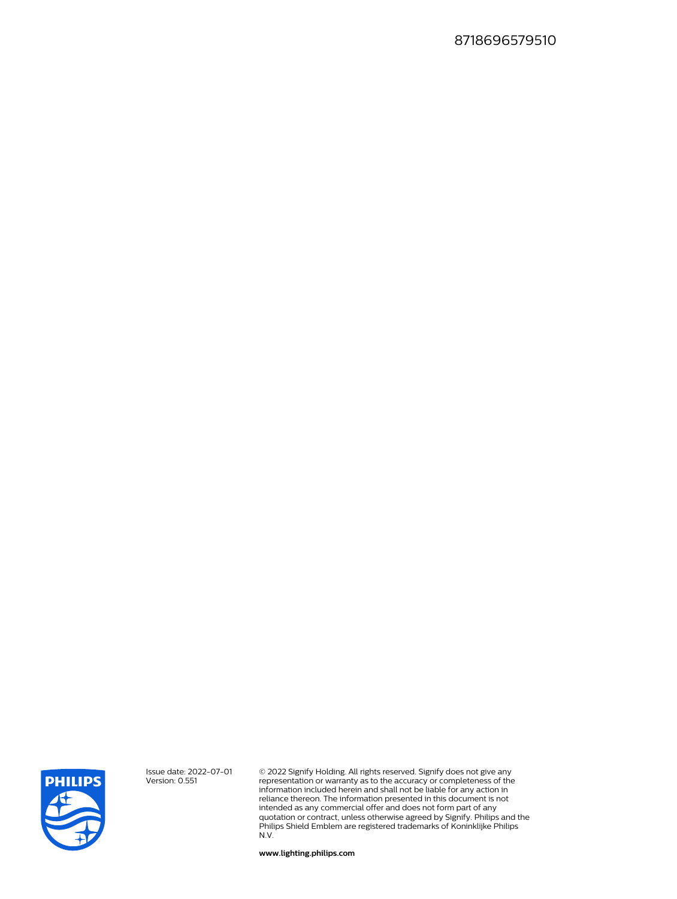8718696579510

Issue date: 2022-07-01
Version: 0.551

© 2022 Signify Holding. All rights reserved. Signify does not give any representation or warranty as to the accuracy or completeness of the information included herein and shall not be liable for any action in reliance thereon. The information presented in this document is not intended as any commercial offer and does not form part of any quotation or contract, unless otherwise agreed by Signify. Philips and the Philips Shield Emblem are registered trademarks of Koninklijke Philips N.V.

**www.lighting.philips.com**